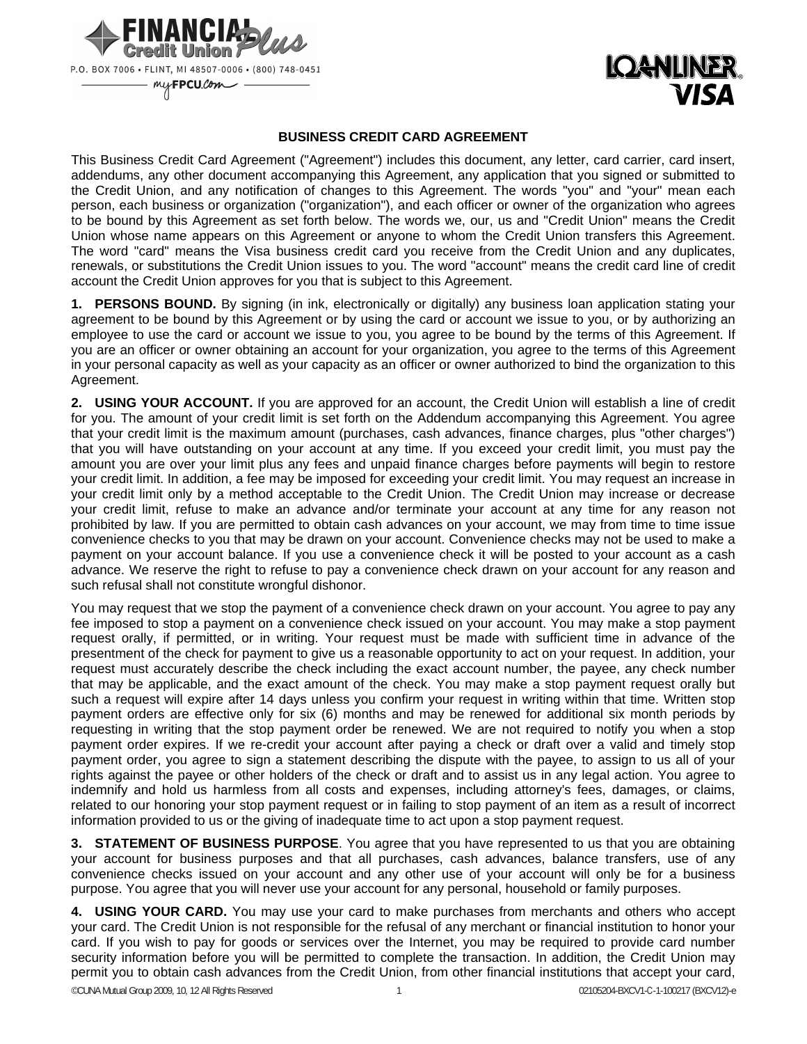FINANCIAL Credit Union Plus

P.O. BOX 7006 • FLINT, MI 48507-0006 • (800) 748-0451

myFPCU.com

LOANLINER VISA

# BUSINESS CREDIT CARD AGREEMENT

This Business Credit Card Agreement ("Agreement") includes this document, any letter, card carrier, card insert, addendums, any other document accompanying this Agreement, any application that you signed or submitted to the Credit Union, and any notification of changes to this Agreement. The words "you" and "your" mean each person, each business or organization ("organization"), and each officer or owner of the organization who agrees to be bound by this Agreement as set forth below. The words we, our, us and "Credit Union" means the Credit Union whose name appears on this Agreement or anyone to whom the Credit Union transfers this Agreement. The word "card" means the Visa business credit card you receive from the Credit Union and any duplicates, renewals, or substitutions the Credit Union issues to you. The word "account" means the credit card line of credit account the Credit Union approves for you that is subject to this Agreement.

**1. PERSONS BOUND.** By signing (in ink, electronically or digitally) any business loan application stating your agreement to be bound by this Agreement or by using the card or account we issue to you, or by authorizing an employee to use the card or account we issue to you, you agree to be bound by the terms of this Agreement. If you are an officer or owner obtaining an account for your organization, you agree to the terms of this Agreement in your personal capacity as well as your capacity as an officer or owner authorized to bind the organization to this Agreement.

**2. USING YOUR ACCOUNT.** If you are approved for an account, the Credit Union will establish a line of credit for you. The amount of your credit limit is set forth on the Addendum accompanying this Agreement. You agree that your credit limit is the maximum amount (purchases, cash advances, finance charges, plus "other charges") that you will have outstanding on your account at any time. If you exceed your credit limit, you must pay the amount you are over your limit plus any fees and unpaid finance charges before payments will begin to restore your credit limit. In addition, a fee may be imposed for exceeding your credit limit. You may request an increase in your credit limit only by a method acceptable to the Credit Union. The Credit Union may increase or decrease your credit limit, refuse to make an advance and/or terminate your account at any time for any reason not prohibited by law. If you are permitted to obtain cash advances on your account, we may from time to time issue convenience checks to you that may be drawn on your account. Convenience checks may not be used to make a payment on your account balance. If you use a convenience check it will be posted to your account as a cash advance. We reserve the right to refuse to pay a convenience check drawn on your account for any reason and such refusal shall not constitute wrongful dishonor.

You may request that we stop the payment of a convenience check drawn on your account. You agree to pay any fee imposed to stop a payment on a convenience check issued on your account. You may make a stop payment request orally, if permitted, or in writing. Your request must be made with sufficient time in advance of the presentment of the check for payment to give us a reasonable opportunity to act on your request. In addition, your request must accurately describe the check including the exact account number, the payee, any check number that may be applicable, and the exact amount of the check. You may make a stop payment request orally but such a request will expire after 14 days unless you confirm your request in writing within that time. Written stop payment orders are effective only for six (6) months and may be renewed for additional six month periods by requesting in writing that the stop payment order be renewed. We are not required to notify you when a stop payment order expires. If we re-credit your account after paying a check or draft over a valid and timely stop payment order, you agree to sign a statement describing the dispute with the payee, to assign to us all of your rights against the payee or other holders of the check or draft and to assist us in any legal action. You agree to indemnify and hold us harmless from all costs and expenses, including attorney's fees, damages, or claims, related to our honoring your stop payment request or in failing to stop payment of an item as a result of incorrect information provided to us or the giving of inadequate time to act upon a stop payment request.

**3. STATEMENT OF BUSINESS PURPOSE**. You agree that you have represented to us that you are obtaining your account for business purposes and that all purchases, cash advances, balance transfers, use of any convenience checks issued on your account and any other use of your account will only be for a business purpose. You agree that you will never use your account for any personal, household or family purposes.

**4. USING YOUR CARD.** You may use your card to make purchases from merchants and others who accept your card. The Credit Union is not responsible for the refusal of any merchant or financial institution to honor your card. If you wish to pay for goods or services over the Internet, you may be required to provide card number security information before you will be permitted to complete the transaction. In addition, the Credit Union may permit you to obtain cash advances from the Credit Union, from other financial institutions that accept your card,

©CUNA Mutual Group 2009, 10, 12 All Rights Reserved 02105204-BXCV1-C-1-100217 (BXCV12)-e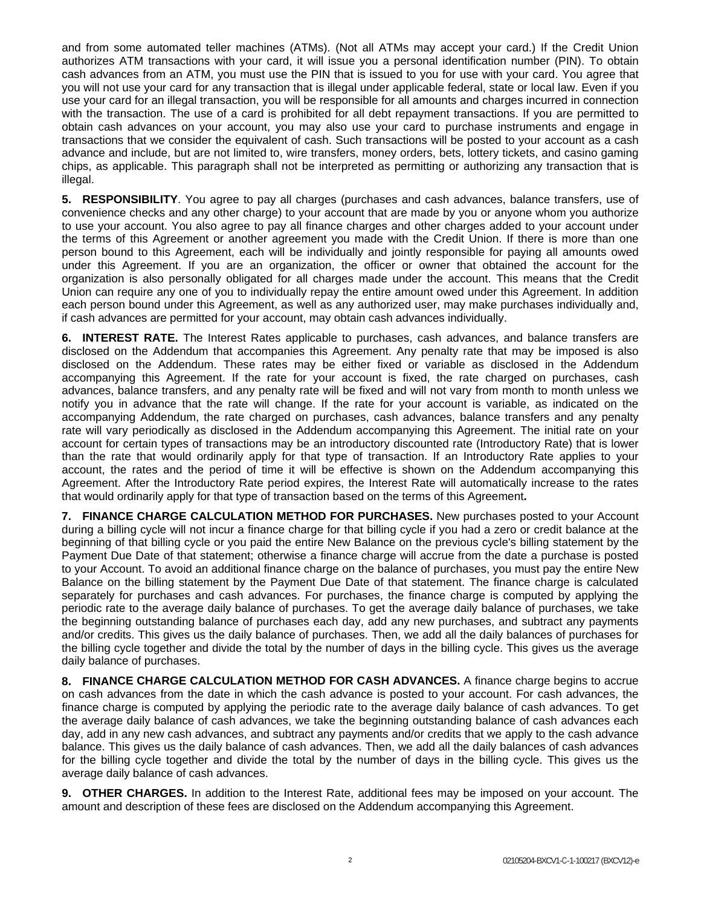and from some automated teller machines (ATMs). (Not all ATMs may accept your card.) If the Credit Union authorizes ATM transactions with your card, it will issue you a personal identification number (PIN). To obtain cash advances from an ATM, you must use the PIN that is issued to you for use with your card. You agree that you will not use your card for any transaction that is illegal under applicable federal, state or local law. Even if you use your card for an illegal transaction, you will be responsible for all amounts and charges incurred in connection with the transaction. The use of a card is prohibited for all debt repayment transactions. If you are permitted to obtain cash advances on your account, you may also use your card to purchase instruments and engage in transactions that we consider the equivalent of cash. Such transactions will be posted to your account as a cash advance and include, but are not limited to, wire transfers, money orders, bets, lottery tickets, and casino gaming chips, as applicable. This paragraph shall not be interpreted as permitting or authorizing any transaction that is illegal.

**5. RESPONSIBILITY**. You agree to pay all charges (purchases and cash advances, balance transfers, use of convenience checks and any other charge) to your account that are made by you or anyone whom you authorize to use your account. You also agree to pay all finance charges and other charges added to your account under the terms of this Agreement or another agreement you made with the Credit Union. If there is more than one person bound to this Agreement, each will be individually and jointly responsible for paying all amounts owed under this Agreement. If you are an organization, the officer or owner that obtained the account for the organization is also personally obligated for all charges made under the account. This means that the Credit Union can require any one of you to individually repay the entire amount owed under this Agreement. In addition each person bound under this Agreement, as well as any authorized user, may make purchases individually and, if cash advances are permitted for your account, may obtain cash advances individually.

**6. INTEREST RATE.** The Interest Rates applicable to purchases, cash advances, and balance transfers are disclosed on the Addendum that accompanies this Agreement. Any penalty rate that may be imposed is also disclosed on the Addendum. These rates may be either fixed or variable as disclosed in the Addendum accompanying this Agreement. If the rate for your account is fixed, the rate charged on purchases, cash advances, balance transfers, and any penalty rate will be fixed and will not vary from month to month unless we notify you in advance that the rate will change. If the rate for your account is variable, as indicated on the accompanying Addendum, the rate charged on purchases, cash advances, balance transfers and any penalty rate will vary periodically as disclosed in the Addendum accompanying this Agreement. The initial rate on your account for certain types of transactions may be an introductory discounted rate (Introductory Rate) that is lower than the rate that would ordinarily apply for that type of transaction. If an Introductory Rate applies to your account, the rates and the period of time it will be effective is shown on the Addendum accompanying this Agreement. After the Introductory Rate period expires, the Interest Rate will automatically increase to the rates that would ordinarily apply for that type of transaction based on the terms of this Agreement**.**

**7. FINANCE CHARGE CALCULATION METHOD FOR PURCHASES.** New purchases posted to your Account during a billing cycle will not incur a finance charge for that billing cycle if you had a zero or credit balance at the beginning of that billing cycle or you paid the entire New Balance on the previous cycle's billing statement by the Payment Due Date of that statement; otherwise a finance charge will accrue from the date a purchase is posted to your Account. To avoid an additional finance charge on the balance of purchases, you must pay the entire New Balance on the billing statement by the Payment Due Date of that statement. The finance charge is calculated separately for purchases and cash advances. For purchases, the finance charge is computed by applying the periodic rate to the average daily balance of purchases. To get the average daily balance of purchases, we take the beginning outstanding balance of purchases each day, add any new purchases, and subtract any payments and/or credits. This gives us the daily balance of purchases. Then, we add all the daily balances of purchases for the billing cycle together and divide the total by the number of days in the billing cycle. This gives us the average daily balance of purchases.

**8. FINANCE CHARGE CALCULATION METHOD FOR CASH ADVANCES.** A finance charge begins to accrue on cash advances from the date in which the cash advance is posted to your account. For cash advances, the finance charge is computed by applying the periodic rate to the average daily balance of cash advances. To get the average daily balance of cash advances, we take the beginning outstanding balance of cash advances each day, add in any new cash advances, and subtract any payments and/or credits that we apply to the cash advance balance. This gives us the daily balance of cash advances. Then, we add all the daily balances of cash advances for the billing cycle together and divide the total by the number of days in the billing cycle. This gives us the average daily balance of cash advances.

**9. OTHER CHARGES.** In addition to the Interest Rate, additional fees may be imposed on your account. The amount and description of these fees are disclosed on the Addendum accompanying this Agreement.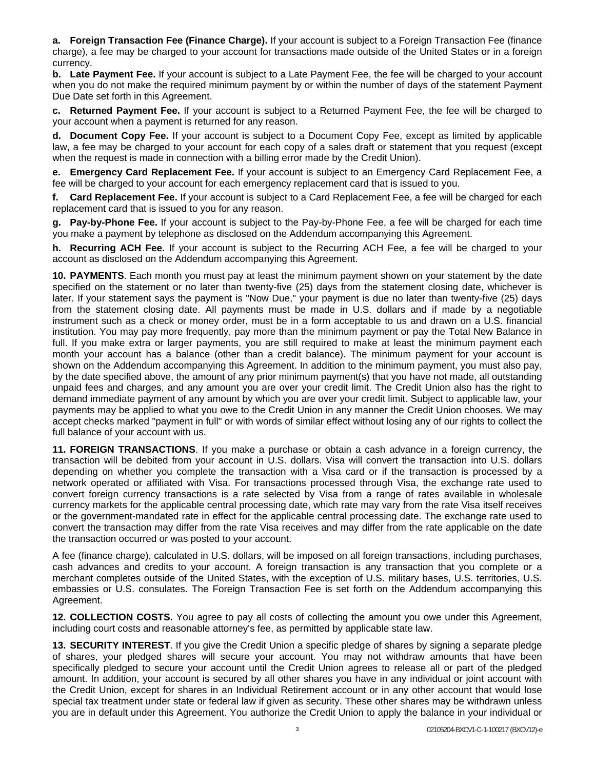**a. Foreign Transaction Fee (Finance Charge).** If your account is subject to a Foreign Transaction Fee (finance charge), a fee may be charged to your account for transactions made outside of the United States or in a foreign currency.

**b. Late Payment Fee.** If your account is subject to a Late Payment Fee, the fee will be charged to your account when you do not make the required minimum payment by or within the number of days of the statement Payment Due Date set forth in this Agreement.

**c. Returned Payment Fee.** If your account is subject to a Returned Payment Fee, the fee will be charged to your account when a payment is returned for any reason.

**d. Document Copy Fee.** If your account is subject to a Document Copy Fee, except as limited by applicable law, a fee may be charged to your account for each copy of a sales draft or statement that you request (except when the request is made in connection with a billing error made by the Credit Union).

**e. Emergency Card Replacement Fee.** If your account is subject to an Emergency Card Replacement Fee, a fee will be charged to your account for each emergency replacement card that is issued to you.

**f. Card Replacement Fee.** If your account is subject to a Card Replacement Fee, a fee will be charged for each replacement card that is issued to you for any reason.

**g. Pay-by-Phone Fee.** If your account is subject to the Pay-by-Phone Fee, a fee will be charged for each time you make a payment by telephone as disclosed on the Addendum accompanying this Agreement.

**h. Recurring ACH Fee.** If your account is subject to the Recurring ACH Fee, a fee will be charged to your account as disclosed on the Addendum accompanying this Agreement.

**10. PAYMENTS**. Each month you must pay at least the minimum payment shown on your statement by the date specified on the statement or no later than twenty-five (25) days from the statement closing date, whichever is later. If your statement says the payment is "Now Due," your payment is due no later than twenty-five (25) days from the statement closing date. All payments must be made in U.S. dollars and if made by a negotiable instrument such as a check or money order, must be in a form acceptable to us and drawn on a U.S. financial institution. You may pay more frequently, pay more than the minimum payment or pay the Total New Balance in full. If you make extra or larger payments, you are still required to make at least the minimum payment each month your account has a balance (other than a credit balance). The minimum payment for your account is shown on the Addendum accompanying this Agreement. In addition to the minimum payment, you must also pay, by the date specified above, the amount of any prior minimum payment(s) that you have not made, all outstanding unpaid fees and charges, and any amount you are over your credit limit. The Credit Union also has the right to demand immediate payment of any amount by which you are over your credit limit. Subject to applicable law, your payments may be applied to what you owe to the Credit Union in any manner the Credit Union chooses. We may accept checks marked "payment in full" or with words of similar effect without losing any of our rights to collect the full balance of your account with us.

**11. FOREIGN TRANSACTIONS**. If you make a purchase or obtain a cash advance in a foreign currency, the transaction will be debited from your account in U.S. dollars. Visa will convert the transaction into U.S. dollars depending on whether you complete the transaction with a Visa card or if the transaction is processed by a network operated or affiliated with Visa. For transactions processed through Visa, the exchange rate used to convert foreign currency transactions is a rate selected by Visa from a range of rates available in wholesale currency markets for the applicable central processing date, which rate may vary from the rate Visa itself receives or the government-mandated rate in effect for the applicable central processing date. The exchange rate used to convert the transaction may differ from the rate Visa receives and may differ from the rate applicable on the date the transaction occurred or was posted to your account.

A fee (finance charge), calculated in U.S. dollars, will be imposed on all foreign transactions, including purchases, cash advances and credits to your account. A foreign transaction is any transaction that you complete or a merchant completes outside of the United States, with the exception of U.S. military bases, U.S. territories, U.S. embassies or U.S. consulates. The Foreign Transaction Fee is set forth on the Addendum accompanying this Agreement.

**12. COLLECTION COSTS.** You agree to pay all costs of collecting the amount you owe under this Agreement, including court costs and reasonable attorney's fee, as permitted by applicable state law.

**13. SECURITY INTEREST**. If you give the Credit Union a specific pledge of shares by signing a separate pledge of shares, your pledged shares will secure your account. You may not withdraw amounts that have been specifically pledged to secure your account until the Credit Union agrees to release all or part of the pledged amount. In addition, your account is secured by all other shares you have in any individual or joint account with the Credit Union, except for shares in an Individual Retirement account or in any other account that would lose special tax treatment under state or federal law if given as security. These other shares may be withdrawn unless you are in default under this Agreement. You authorize the Credit Union to apply the balance in your individual or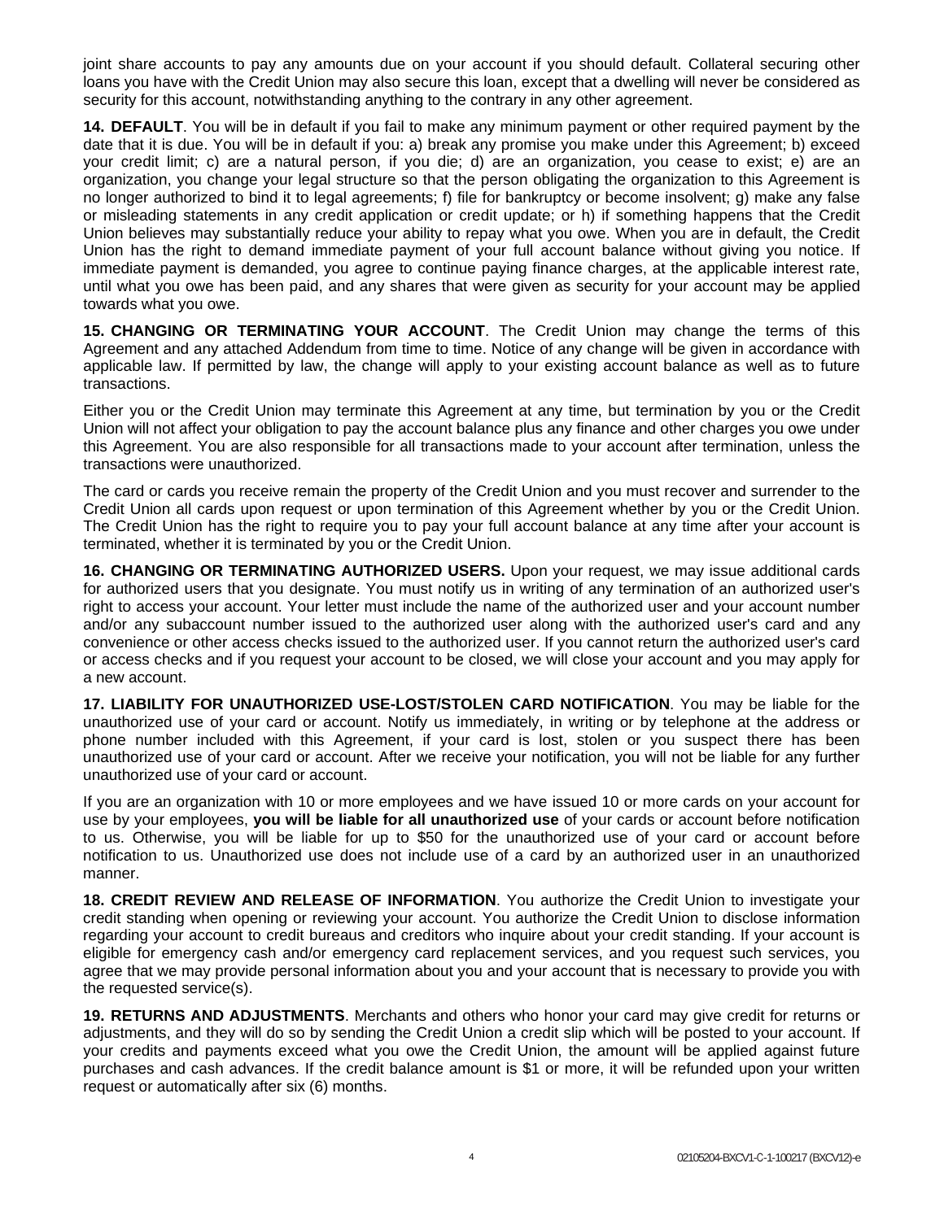joint share accounts to pay any amounts due on your account if you should default. Collateral securing other loans you have with the Credit Union may also secure this loan, except that a dwelling will never be considered as security for this account, notwithstanding anything to the contrary in any other agreement.

**14. DEFAULT**. You will be in default if you fail to make any minimum payment or other required payment by the date that it is due. You will be in default if you: a) break any promise you make under this Agreement; b) exceed your credit limit; c) are a natural person, if you die; d) are an organization, you cease to exist; e) are an organization, you change your legal structure so that the person obligating the organization to this Agreement is no longer authorized to bind it to legal agreements; f) file for bankruptcy or become insolvent; g) make any false or misleading statements in any credit application or credit update; or h) if something happens that the Credit Union believes may substantially reduce your ability to repay what you owe. When you are in default, the Credit Union has the right to demand immediate payment of your full account balance without giving you notice. If immediate payment is demanded, you agree to continue paying finance charges, at the applicable interest rate, until what you owe has been paid, and any shares that were given as security for your account may be applied towards what you owe.

**15. CHANGING OR TERMINATING YOUR ACCOUNT**. The Credit Union may change the terms of this Agreement and any attached Addendum from time to time. Notice of any change will be given in accordance with applicable law. If permitted by law, the change will apply to your existing account balance as well as to future transactions.

Either you or the Credit Union may terminate this Agreement at any time, but termination by you or the Credit Union will not affect your obligation to pay the account balance plus any finance and other charges you owe under this Agreement. You are also responsible for all transactions made to your account after termination, unless the transactions were unauthorized.

The card or cards you receive remain the property of the Credit Union and you must recover and surrender to the Credit Union all cards upon request or upon termination of this Agreement whether by you or the Credit Union. The Credit Union has the right to require you to pay your full account balance at any time after your account is terminated, whether it is terminated by you or the Credit Union.

**16. CHANGING OR TERMINATING AUTHORIZED USERS.** Upon your request, we may issue additional cards for authorized users that you designate. You must notify us in writing of any termination of an authorized user's right to access your account. Your letter must include the name of the authorized user and your account number and/or any subaccount number issued to the authorized user along with the authorized user's card and any convenience or other access checks issued to the authorized user. If you cannot return the authorized user's card or access checks and if you request your account to be closed, we will close your account and you may apply for a new account.

**17. LIABILITY FOR UNAUTHORIZED USE-LOST/STOLEN CARD NOTIFICATION**. You may be liable for the unauthorized use of your card or account. Notify us immediately, in writing or by telephone at the address or phone number included with this Agreement, if your card is lost, stolen or you suspect there has been unauthorized use of your card or account. After we receive your notification, you will not be liable for any further unauthorized use of your card or account.

If you are an organization with 10 or more employees and we have issued 10 or more cards on your account for use by your employees, **you will be liable for all unauthorized use** of your cards or account before notification to us. Otherwise, you will be liable for up to $50 for the unauthorized use of your card or account before notification to us. Unauthorized use does not include use of a card by an authorized user in an unauthorized manner.

**18. CREDIT REVIEW AND RELEASE OF INFORMATION**. You authorize the Credit Union to investigate your credit standing when opening or reviewing your account. You authorize the Credit Union to disclose information regarding your account to credit bureaus and creditors who inquire about your credit standing. If your account is eligible for emergency cash and/or emergency card replacement services, and you request such services, you agree that we may provide personal information about you and your account that is necessary to provide you with the requested service(s).

**19. RETURNS AND ADJUSTMENTS**. Merchants and others who honor your card may give credit for returns or adjustments, and they will do so by sending the Credit Union a credit slip which will be posted to your account. If your credits and payments exceed what you owe the Credit Union, the amount will be applied against future purchases and cash advances. If the credit balance amount is $1 or more, it will be refunded upon your written request or automatically after six (6) months.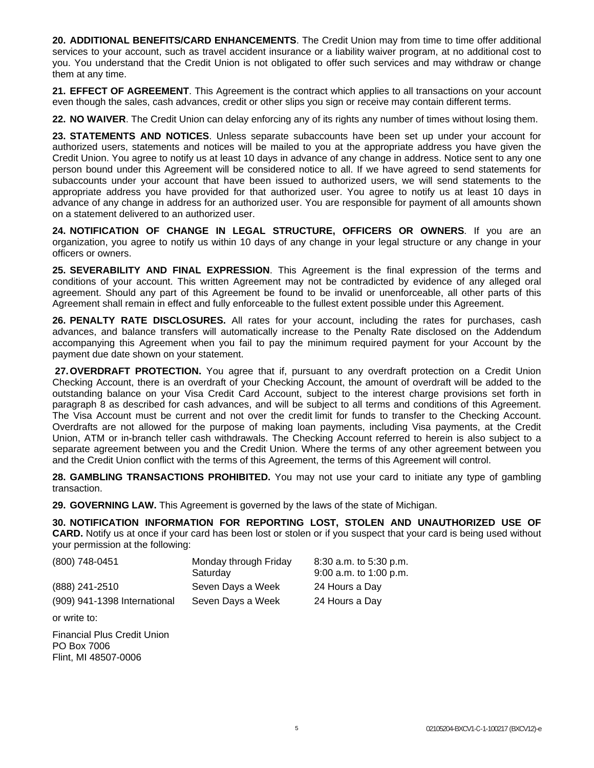**20. ADDITIONAL BENEFITS/CARD ENHANCEMENTS**. The Credit Union may from time to time offer additional services to your account, such as travel accident insurance or a liability waiver program, at no additional cost to you. You understand that the Credit Union is not obligated to offer such services and may withdraw or change them at any time.

**21. EFFECT OF AGREEMENT**. This Agreement is the contract which applies to all transactions on your account even though the sales, cash advances, credit or other slips you sign or receive may contain different terms.

**22. NO WAIVER**. The Credit Union can delay enforcing any of its rights any number of times without losing them.

**23. STATEMENTS AND NOTICES**. Unless separate subaccounts have been set up under your account for authorized users, statements and notices will be mailed to you at the appropriate address you have given the Credit Union. You agree to notify us at least 10 days in advance of any change in address. Notice sent to any one person bound under this Agreement will be considered notice to all. If we have agreed to send statements for subaccounts under your account that have been issued to authorized users, we will send statements to the appropriate address you have provided for that authorized user. You agree to notify us at least 10 days in advance of any change in address for an authorized user. You are responsible for payment of all amounts shown on a statement delivered to an authorized user.

**24. NOTIFICATION OF CHANGE IN LEGAL STRUCTURE, OFFICERS OR OWNERS**. If you are an organization, you agree to notify us within 10 days of any change in your legal structure or any change in your officers or owners.

**25. SEVERABILITY AND FINAL EXPRESSION**. This Agreement is the final expression of the terms and conditions of your account. This written Agreement may not be contradicted by evidence of any alleged oral agreement. Should any part of this Agreement be found to be invalid or unenforceable, all other parts of this Agreement shall remain in effect and fully enforceable to the fullest extent possible under this Agreement.

**26. PENALTY RATE DISCLOSURES.** All rates for your account, including the rates for purchases, cash advances, and balance transfers will automatically increase to the Penalty Rate disclosed on the Addendum accompanying this Agreement when you fail to pay the minimum required payment for your Account by the payment due date shown on your statement.

**27. OVERDRAFT PROTECTION.** You agree that if, pursuant to any overdraft protection on a Credit Union Checking Account, there is an overdraft of your Checking Account, the amount of overdraft will be added to the outstanding balance on your Visa Credit Card Account, subject to the interest charge provisions set forth in paragraph 8 as described for cash advances, and will be subject to all terms and conditions of this Agreement. The Visa Account must be current and not over the credit limit for funds to transfer to the Checking Account. Overdrafts are not allowed for the purpose of making loan payments, including Visa payments, at the Credit Union, ATM or in-branch teller cash withdrawals. The Checking Account referred to herein is also subject to a separate agreement between you and the Credit Union. Where the terms of any other agreement between you and the Credit Union conflict with the terms of this Agreement, the terms of this Agreement will control.

**28. GAMBLING TRANSACTIONS PROHIBITED.** You may not use your card to initiate any type of gambling transaction.

**29. GOVERNING LAW.** This Agreement is governed by the laws of the state of Michigan.

**30. NOTIFICATION INFORMATION FOR REPORTING LOST, STOLEN AND UNAUTHORIZED USE OF CARD.** Notify us at once if your card has been lost or stolen or if you suspect that your card is being used without your permission at the following:

| | | |
|---|---|---|
| (800) 748-0451 | Monday through Friday<br>Saturday | 8:30 a.m. to 5:30 p.m.<br>9:00 a.m. to 1:00 p.m. |
| (888) 241-2510 | Seven Days a Week | 24 Hours a Day |
| (909) 941-1398 International | Seven Days a Week | 24 Hours a Day |

or write to:

Financial Plus Credit Union
PO Box 7006
Flint, MI 48507-0006

02105204-BXCV1-C-1-100217 (BXCV12)-e